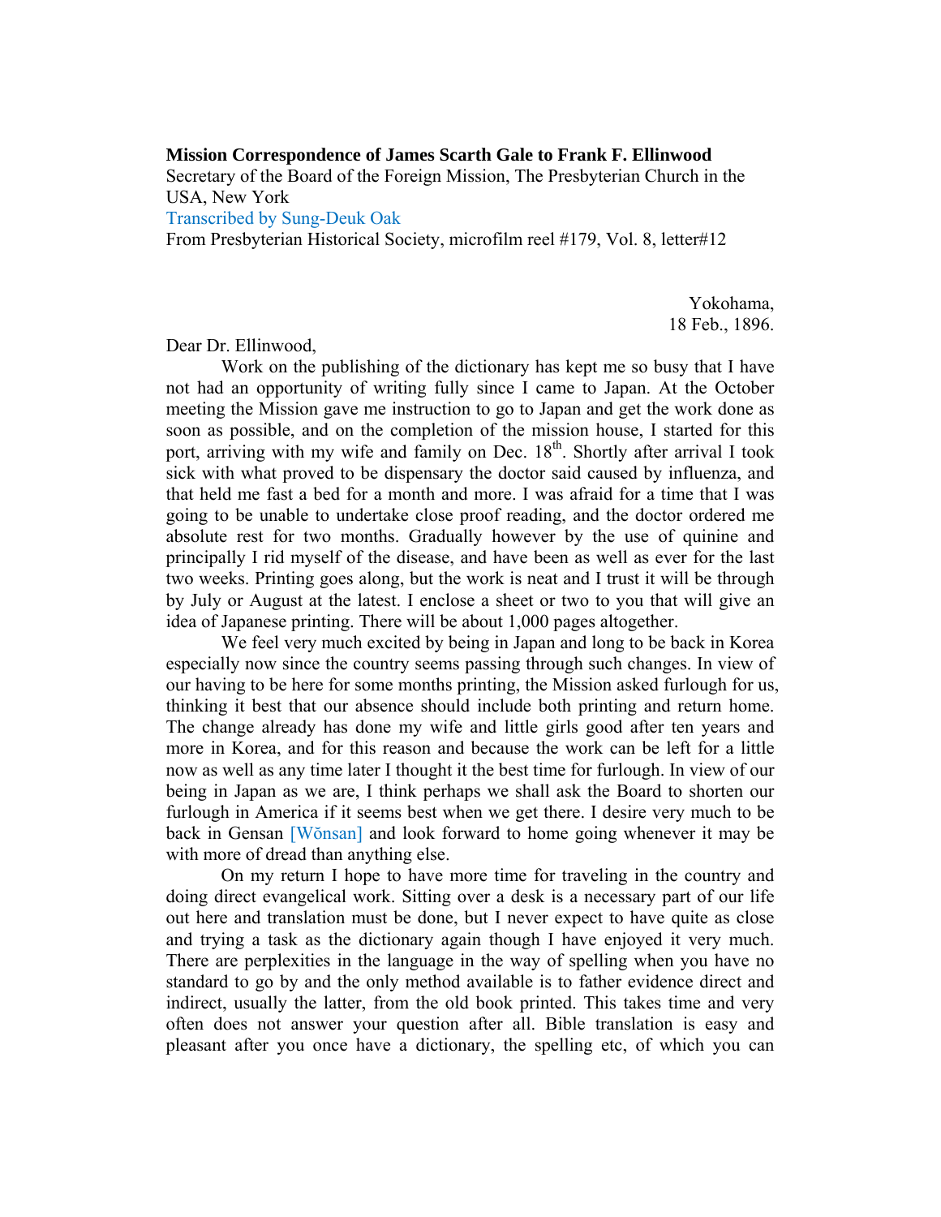**Mission Correspondence of James Scarth Gale to Frank F. Ellinwood**
Secretary of the Board of the Foreign Mission, The Presbyterian Church in the USA, New York
Transcribed by Sung-Deuk Oak
From Presbyterian Historical Society, microfilm reel #179, Vol. 8, letter#12

Yokohama,
18 Feb., 1896.

Dear Dr. Ellinwood,

Work on the publishing of the dictionary has kept me so busy that I have not had an opportunity of writing fully since I came to Japan. At the October meeting the Mission gave me instruction to go to Japan and get the work done as soon as possible, and on the completion of the mission house, I started for this port, arriving with my wife and family on Dec. 18th. Shortly after arrival I took sick with what proved to be dispensary the doctor said caused by influenza, and that held me fast a bed for a month and more. I was afraid for a time that I was going to be unable to undertake close proof reading, and the doctor ordered me absolute rest for two months. Gradually however by the use of quinine and principally I rid myself of the disease, and have been as well as ever for the last two weeks. Printing goes along, but the work is neat and I trust it will be through by July or August at the latest. I enclose a sheet or two to you that will give an idea of Japanese printing. There will be about 1,000 pages altogether.

We feel very much excited by being in Japan and long to be back in Korea especially now since the country seems passing through such changes. In view of our having to be here for some months printing, the Mission asked furlough for us, thinking it best that our absence should include both printing and return home. The change already has done my wife and little girls good after ten years and more in Korea, and for this reason and because the work can be left for a little now as well as any time later I thought it the best time for furlough. In view of our being in Japan as we are, I think perhaps we shall ask the Board to shorten our furlough in America if it seems best when we get there. I desire very much to be back in Gensan [Wŏnsan] and look forward to home going whenever it may be with more of dread than anything else.

On my return I hope to have more time for traveling in the country and doing direct evangelical work. Sitting over a desk is a necessary part of our life out here and translation must be done, but I never expect to have quite as close and trying a task as the dictionary again though I have enjoyed it very much. There are perplexities in the language in the way of spelling when you have no standard to go by and the only method available is to father evidence direct and indirect, usually the latter, from the old book printed. This takes time and very often does not answer your question after all. Bible translation is easy and pleasant after you once have a dictionary, the spelling etc, of which you can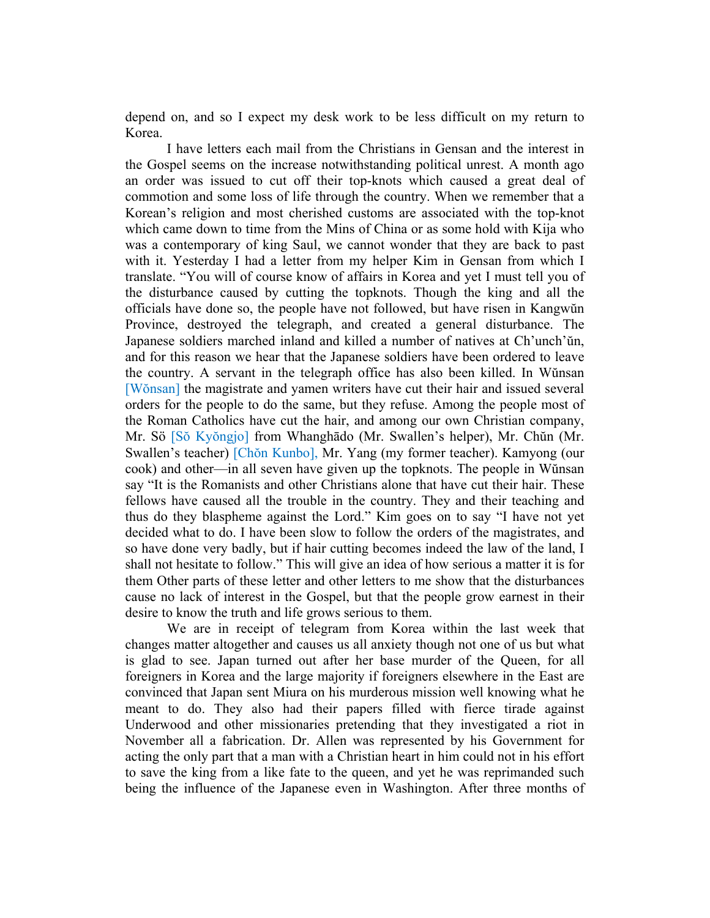depend on, and so I expect my desk work to be less difficult on my return to Korea.

I have letters each mail from the Christians in Gensan and the interest in the Gospel seems on the increase notwithstanding political unrest. A month ago an order was issued to cut off their top-knots which caused a great deal of commotion and some loss of life through the country. When we remember that a Korean's religion and most cherished customs are associated with the top-knot which came down to time from the Mins of China or as some hold with Kija who was a contemporary of king Saul, we cannot wonder that they are back to past with it. Yesterday I had a letter from my helper Kim in Gensan from which I translate. "You will of course know of affairs in Korea and yet I must tell you of the disturbance caused by cutting the topknots. Though the king and all the officials have done so, the people have not followed, but have risen in Kangwŭn Province, destroyed the telegraph, and created a general disturbance. The Japanese soldiers marched inland and killed a number of natives at Ch'unch'ŭn, and for this reason we hear that the Japanese soldiers have been ordered to leave the country. A servant in the telegraph office has also been killed. In Wŭnsan [Wŏnsan] the magistrate and yamen writers have cut their hair and issued several orders for the people to do the same, but they refuse. Among the people most of the Roman Catholics have cut the hair, and among our own Christian company, Mr. Sö [Sŏ Kyŏngjo] from Whanghādo (Mr. Swallen's helper), Mr. Chŭn (Mr. Swallen's teacher) [Chŏn Kunbo], Mr. Yang (my former teacher). Kamyong (our cook) and other—in all seven have given up the topknots. The people in Wŭnsan say "It is the Romanists and other Christians alone that have cut their hair. These fellows have caused all the trouble in the country. They and their teaching and thus do they blaspheme against the Lord." Kim goes on to say "I have not yet decided what to do. I have been slow to follow the orders of the magistrates, and so have done very badly, but if hair cutting becomes indeed the law of the land, I shall not hesitate to follow." This will give an idea of how serious a matter it is for them Other parts of these letter and other letters to me show that the disturbances cause no lack of interest in the Gospel, but that the people grow earnest in their desire to know the truth and life grows serious to them.

We are in receipt of telegram from Korea within the last week that changes matter altogether and causes us all anxiety though not one of us but what is glad to see. Japan turned out after her base murder of the Queen, for all foreigners in Korea and the large majority if foreigners elsewhere in the East are convinced that Japan sent Miura on his murderous mission well knowing what he meant to do. They also had their papers filled with fierce tirade against Underwood and other missionaries pretending that they investigated a riot in November all a fabrication. Dr. Allen was represented by his Government for acting the only part that a man with a Christian heart in him could not in his effort to save the king from a like fate to the queen, and yet he was reprimanded such being the influence of the Japanese even in Washington. After three months of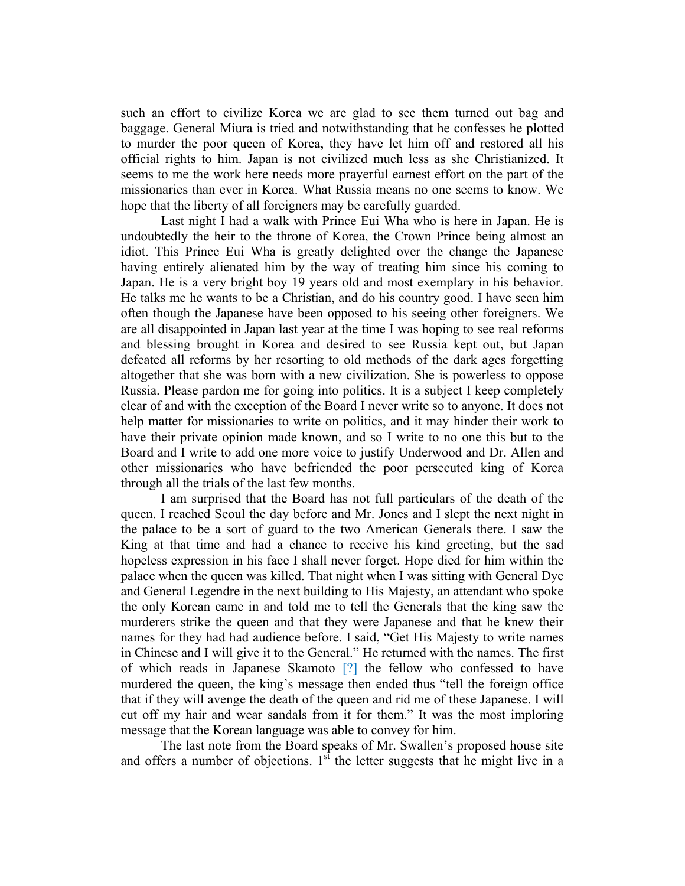such an effort to civilize Korea we are glad to see them turned out bag and baggage. General Miura is tried and notwithstanding that he confesses he plotted to murder the poor queen of Korea, they have let him off and restored all his official rights to him. Japan is not civilized much less as she Christianized. It seems to me the work here needs more prayerful earnest effort on the part of the missionaries than ever in Korea. What Russia means no one seems to know. We hope that the liberty of all foreigners may be carefully guarded.

Last night I had a walk with Prince Eui Wha who is here in Japan. He is undoubtedly the heir to the throne of Korea, the Crown Prince being almost an idiot. This Prince Eui Wha is greatly delighted over the change the Japanese having entirely alienated him by the way of treating him since his coming to Japan. He is a very bright boy 19 years old and most exemplary in his behavior. He talks me he wants to be a Christian, and do his country good. I have seen him often though the Japanese have been opposed to his seeing other foreigners. We are all disappointed in Japan last year at the time I was hoping to see real reforms and blessing brought in Korea and desired to see Russia kept out, but Japan defeated all reforms by her resorting to old methods of the dark ages forgetting altogether that she was born with a new civilization. She is powerless to oppose Russia. Please pardon me for going into politics. It is a subject I keep completely clear of and with the exception of the Board I never write so to anyone. It does not help matter for missionaries to write on politics, and it may hinder their work to have their private opinion made known, and so I write to no one this but to the Board and I write to add one more voice to justify Underwood and Dr. Allen and other missionaries who have befriended the poor persecuted king of Korea through all the trials of the last few months.

I am surprised that the Board has not full particulars of the death of the queen. I reached Seoul the day before and Mr. Jones and I slept the next night in the palace to be a sort of guard to the two American Generals there. I saw the King at that time and had a chance to receive his kind greeting, but the sad hopeless expression in his face I shall never forget. Hope died for him within the palace when the queen was killed. That night when I was sitting with General Dye and General Legendre in the next building to His Majesty, an attendant who spoke the only Korean came in and told me to tell the Generals that the king saw the murderers strike the queen and that they were Japanese and that he knew their names for they had had audience before. I said, "Get His Majesty to write names in Chinese and I will give it to the General." He returned with the names. The first of which reads in Japanese Skamoto [?] the fellow who confessed to have murdered the queen, the king's message then ended thus "tell the foreign office that if they will avenge the death of the queen and rid me of these Japanese. I will cut off my hair and wear sandals from it for them." It was the most imploring message that the Korean language was able to convey for him.

The last note from the Board speaks of Mr. Swallen's proposed house site and offers a number of objections. 1st the letter suggests that he might live in a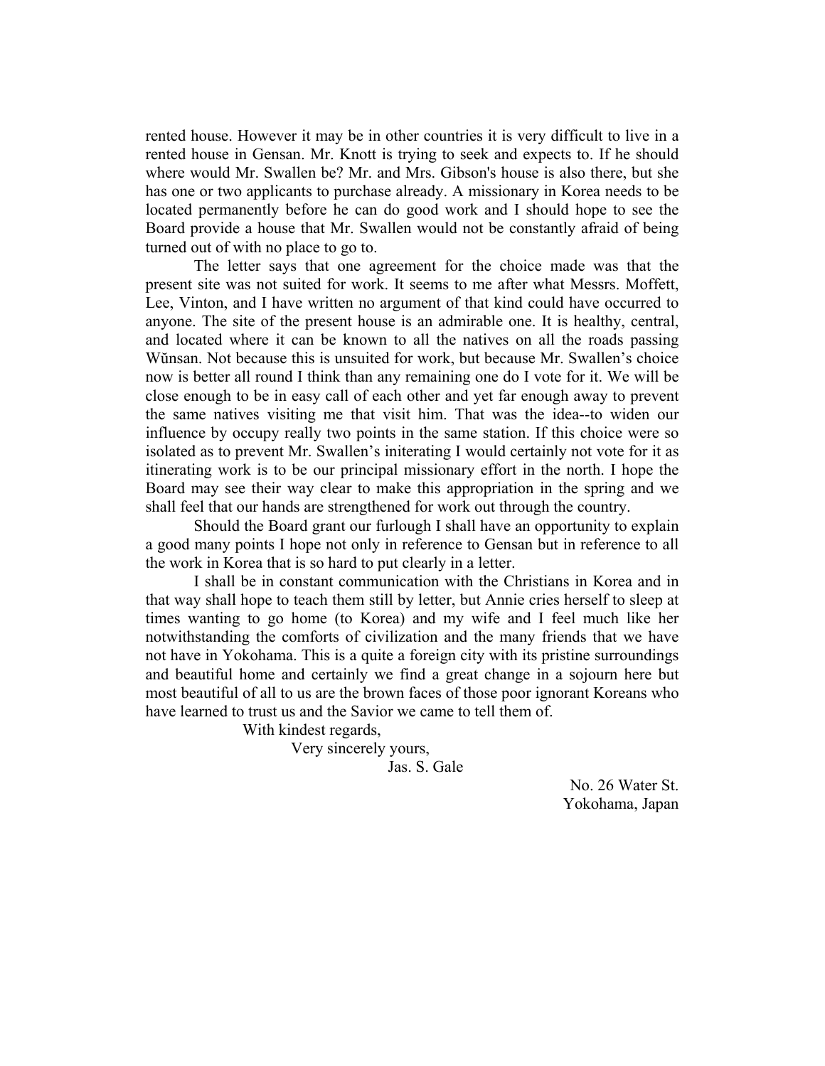rented house. However it may be in other countries it is very difficult to live in a rented house in Gensan. Mr. Knott is trying to seek and expects to. If he should where would Mr. Swallen be? Mr. and Mrs. Gibson's house is also there, but she has one or two applicants to purchase already. A missionary in Korea needs to be located permanently before he can do good work and I should hope to see the Board provide a house that Mr. Swallen would not be constantly afraid of being turned out of with no place to go to.

The letter says that one agreement for the choice made was that the present site was not suited for work. It seems to me after what Messrs. Moffett, Lee, Vinton, and I have written no argument of that kind could have occurred to anyone. The site of the present house is an admirable one. It is healthy, central, and located where it can be known to all the natives on all the roads passing Wŭnsan. Not because this is unsuited for work, but because Mr. Swallen's choice now is better all round I think than any remaining one do I vote for it. We will be close enough to be in easy call of each other and yet far enough away to prevent the same natives visiting me that visit him. That was the idea--to widen our influence by occupy really two points in the same station. If this choice were so isolated as to prevent Mr. Swallen's initerating I would certainly not vote for it as itinerating work is to be our principal missionary effort in the north. I hope the Board may see their way clear to make this appropriation in the spring and we shall feel that our hands are strengthened for work out through the country.

Should the Board grant our furlough I shall have an opportunity to explain a good many points I hope not only in reference to Gensan but in reference to all the work in Korea that is so hard to put clearly in a letter.

I shall be in constant communication with the Christians in Korea and in that way shall hope to teach them still by letter, but Annie cries herself to sleep at times wanting to go home (to Korea) and my wife and I feel much like her notwithstanding the comforts of civilization and the many friends that we have not have in Yokohama. This is a quite a foreign city with its pristine surroundings and beautiful home and certainly we find a great change in a sojourn here but most beautiful of all to us are the brown faces of those poor ignorant Koreans who have learned to trust us and the Savior we came to tell them of.

With kindest regards,

Very sincerely yours,

Jas. S. Gale

No. 26 Water St.
Yokohama, Japan